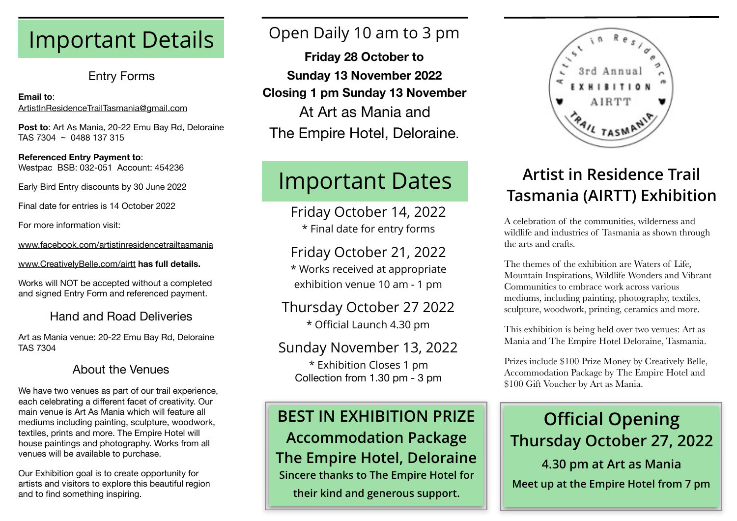# Important Details

## Entry Forms

**Email to**: ArtistInResidenceTrailTasmania@gmail.com

**Post to**: Art As Mania, 20-22 Emu Bay Rd, Deloraine TAS 7304 ~ 0488 137 315

**Referenced Entry Payment to**: Westpac BSB: 032-051 Account: 454236

Early Bird Entry discounts by 30 June 2022

Final date for entries is 14 October 2022

For more information visit:

www.facebook.com/artistinresidencetrailtasmania

www.CreativelyBelle.com/airtt **has full details.**

Works will NOT be accepted without a completed and signed Entry Form and referenced payment.

## Hand and Road Deliveries

Art as Mania venue: 20-22 Emu Bay Rd, Deloraine TAS 7304

## About the Venues

We have two venues as part of our trail experience, each celebrating a different facet of creativity. Our main venue is Art As Mania which will feature all mediums including painting, sculpture, woodwork, textiles, prints and more. The Empire Hotel will house paintings and photography. Works from all venues will be available to purchase.

Our Exhibition goal is to create opportunity for artists and visitors to explore this beautiful region and to find something inspiring.

Open Daily 10 am to 3 pm

**Friday 28 October to**
**Sunday 13 November 2022**
**Closing 1 pm Sunday 13 November**

At Art as Mania and
The Empire Hotel, Deloraine.

# Important Dates

Friday October 14, 2022
* Final date for entry forms

Friday October 21, 2022
* Works received at appropriate exhibition venue 10 am - 1 pm

Thursday October 27 2022
* Official Launch 4.30 pm

Sunday November 13, 2022
* Exhibition Closes 1 pm
Collection from 1.30 pm - 3 pm

**BEST IN EXHIBITION PRIZE**
**Accommodation Package**
**The Empire Hotel, Deloraine**
**Sincere thanks to The Empire Hotel for their kind and generous support.**

Artist in Residence Trail Tasmania — 3rd Annual Exhibition AIRTT

## Artist in Residence Trail Tasmania (AIRTT) Exhibition

A celebration of the communities, wilderness and wildlife and industries of Tasmania as shown through the arts and crafts.

The themes of the exhibition are Waters of Life, Mountain Inspirations, Wildlife Wonders and Vibrant Communities to embrace work across various mediums, including painting, photography, textiles, sculpture, woodwork, printing, ceramics and more.

This exhibition is being held over two venues: Art as Mania and The Empire Hotel Deloraine, Tasmania.

Prizes include $100 Prize Money by Creatively Belle, Accommodation Package by The Empire Hotel and $100 Gift Voucher by Art as Mania.

**Official Opening**
**Thursday October 27, 2022**
**4.30 pm at Art as Mania**
**Meet up at the Empire Hotel from 7 pm**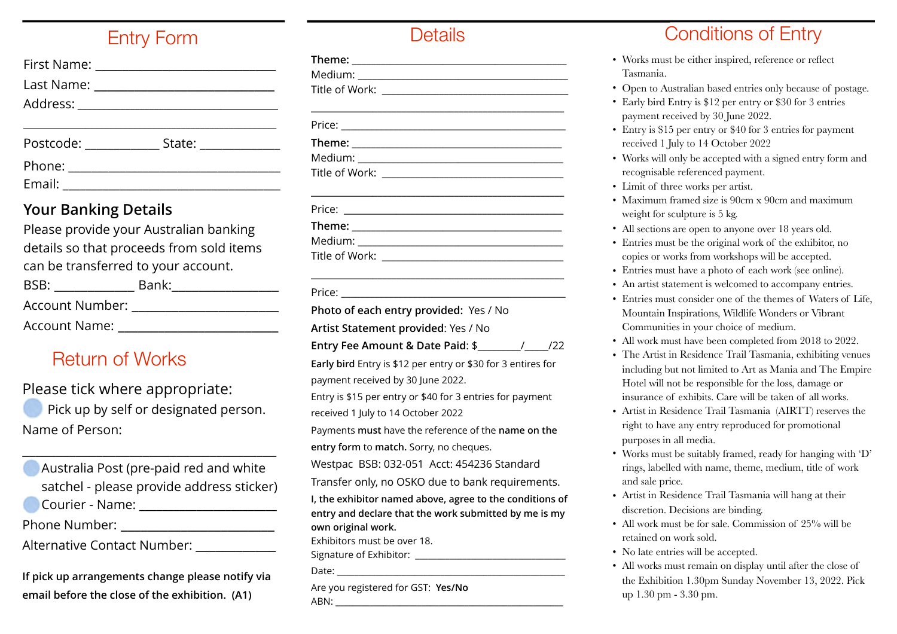## Entry Form

First Name: ______________________________

Last Name: ______________________________

Address: ________________________________

__________________________________________

Postcode: ____________ State: _____________

Phone: ___________________________________

Email: ___________________________________

### Your Banking Details

Please provide your Australian banking details so that proceeds from sold items can be transferred to your account.

BSB: _____________ Bank:_________________

Account Number: ________________________

Account Name: __________________________

## Return of Works

Please tick where appropriate:

- Pick up by self or designated person.

Name of Person:

__________________________________________

- Australia Post (pre-paid red and white satchel - please provide address sticker)
- Courier - Name: ______________________

Phone Number: _________________________

Alternative Contact Number: _____________

**If pick up arrangements change please notify via email before the close of the exhibition. (A1)**

## Details

**Theme:** _________________________________________

Medium: _________________________________________

Title of Work: ____________________________________

___________________________________________________

Price: ___________________________________________

**Theme:** _________________________________________

Medium: _________________________________________

Title of Work: ____________________________________

___________________________________________________

Price: ___________________________________________

**Theme:** _________________________________________

Medium: _________________________________________

Title of Work: ____________________________________

___________________________________________________

Price: ___________________________________________

**Photo of each entry provided:** Yes / No

**Artist Statement provided**: Yes / No

**Entry Fee Amount & Date Paid**: $________/_____/22

**Early bird** Entry is $12 per entry or $30 for 3 entires for payment received by 30 June 2022.

Entry is $15 per entry or $40 for 3 entries for payment received 1 July to 14 October 2022

Payments **must** have the reference of the **name on the entry form** to **match.** Sorry, no cheques.

Westpac BSB: 032-051 Acct: 454236 Standard

Transfer only, no OSKO due to bank requirements.

**I, the exhibitor named above, agree to the conditions of entry and declare that the work submitted by me is my own original work.**

Exhibitors must be over 18.

Signature of Exhibitor: ____________________________

Date: ___________________________________________

Are you registered for GST: **Yes/No**

ABN: ____________________________________________

## Conditions of Entry

- Works must be either inspired, reference or reflect Tasmania.
- Open to Australian based entries only because of postage.
- Early bird Entry is $12 per entry or $30 for 3 entries payment received by 30 June 2022.
- Entry is $15 per entry or $40 for 3 entries for payment received 1 July to 14 October 2022
- Works will only be accepted with a signed entry form and recognisable referenced payment.
- Limit of three works per artist.
- Maximum framed size is 90cm x 90cm and maximum weight for sculpture is 5 kg.
- All sections are open to anyone over 18 years old.
- Entries must be the original work of the exhibitor, no copies or works from workshops will be accepted.
- Entries must have a photo of each work (see online).
- An artist statement is welcomed to accompany entries.
- Entries must consider one of the themes of Waters of Life, Mountain Inspirations, Wildlife Wonders or Vibrant Communities in your choice of medium.
- All work must have been completed from 2018 to 2022.
- The Artist in Residence Trail Tasmania, exhibiting venues including but not limited to Art as Mania and The Empire Hotel will not be responsible for the loss, damage or insurance of exhibits. Care will be taken of all works.
- Artist in Residence Trail Tasmania (AIRTT) reserves the right to have any entry reproduced for promotional purposes in all media.
- Works must be suitably framed, ready for hanging with 'D' rings, labelled with name, theme, medium, title of work and sale price.
- Artist in Residence Trail Tasmania will hang at their discretion. Decisions are binding.
- All work must be for sale. Commission of 25% will be retained on work sold.
- No late entries will be accepted.
- All works must remain on display until after the close of the Exhibition 1.30pm Sunday November 13, 2022. Pick up 1.30 pm - 3.30 pm.